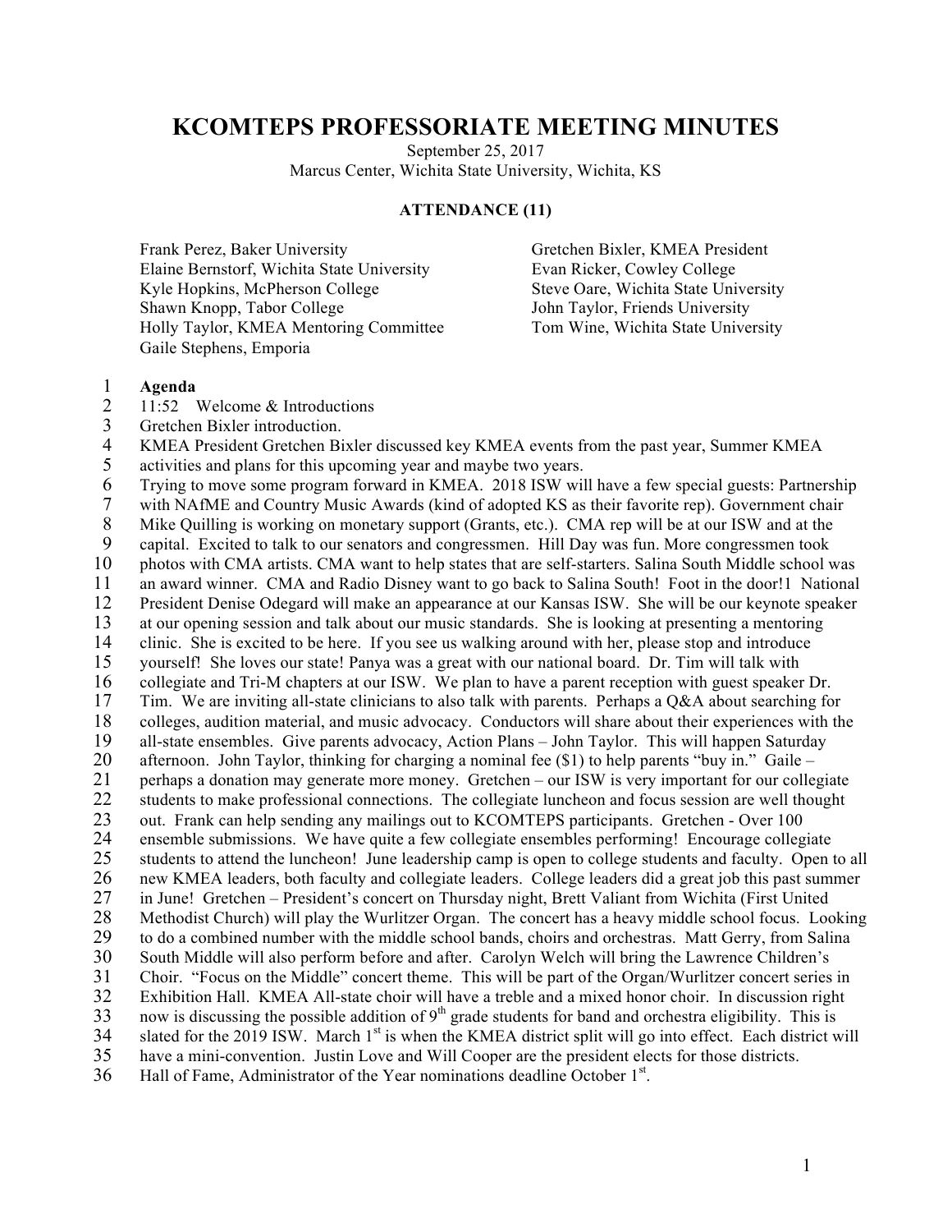# KCOMTEPS PROFESSORIATE MEETING MINUTES

September 25, 2017
Marcus Center, Wichita State University, Wichita, KS

**ATTENDANCE (11)**

Frank Perez, Baker University
Elaine Bernstorf, Wichita State University
Kyle Hopkins, McPherson College
Shawn Knopp, Tabor College
Holly Taylor, KMEA Mentoring Committee
Gaile Stephens, Emporia
Gretchen Bixler, KMEA President
Evan Ricker, Cowley College
Steve Oare, Wichita State University
John Taylor, Friends University
Tom Wine, Wichita State University

**Agenda**

11:52 Welcome & Introductions

Gretchen Bixler introduction.

KMEA President Gretchen Bixler discussed key KMEA events from the past year, Summer KMEA activities and plans for this upcoming year and maybe two years.

Trying to move some program forward in KMEA. 2018 ISW will have a few special guests: Partnership with NAfME and Country Music Awards (kind of adopted KS as their favorite rep). Government chair Mike Quilling is working on monetary support (Grants, etc.). CMA rep will be at our ISW and at the capital. Excited to talk to our senators and congressmen. Hill Day was fun. More congressmen took photos with CMA artists. CMA want to help states that are self-starters. Salina South Middle school was an award winner. CMA and Radio Disney want to go back to Salina South! Foot in the door!1 National President Denise Odegard will make an appearance at our Kansas ISW. She will be our keynote speaker at our opening session and talk about our music standards. She is looking at presenting a mentoring clinic. She is excited to be here. If you see us walking around with her, please stop and introduce yourself! She loves our state! Panya was a great with our national board. Dr. Tim will talk with collegiate and Tri-M chapters at our ISW. We plan to have a parent reception with guest speaker Dr. Tim. We are inviting all-state clinicians to also talk with parents. Perhaps a Q&A about searching for colleges, audition material, and music advocacy. Conductors will share about their experiences with the all-state ensembles. Give parents advocacy, Action Plans – John Taylor. This will happen Saturday afternoon. John Taylor, thinking for charging a nominal fee ($1) to help parents "buy in." Gaile – perhaps a donation may generate more money. Gretchen – our ISW is very important for our collegiate students to make professional connections. The collegiate luncheon and focus session are well thought out. Frank can help sending any mailings out to KCOMTEPS participants. Gretchen - Over 100 ensemble submissions. We have quite a few collegiate ensembles performing! Encourage collegiate students to attend the luncheon! June leadership camp is open to college students and faculty. Open to all new KMEA leaders, both faculty and collegiate leaders. College leaders did a great job this past summer in June! Gretchen – President's concert on Thursday night, Brett Valiant from Wichita (First United Methodist Church) will play the Wurlitzer Organ. The concert has a heavy middle school focus. Looking to do a combined number with the middle school bands, choirs and orchestras. Matt Gerry, from Salina South Middle will also perform before and after. Carolyn Welch will bring the Lawrence Children's Choir. "Focus on the Middle" concert theme. This will be part of the Organ/Wurlitzer concert series in Exhibition Hall. KMEA All-state choir will have a treble and a mixed honor choir. In discussion right now is discussing the possible addition of 9th grade students for band and orchestra eligibility. This is slated for the 2019 ISW. March 1st is when the KMEA district split will go into effect. Each district will have a mini-convention. Justin Love and Will Cooper are the president elects for those districts.

Hall of Fame, Administrator of the Year nominations deadline October 1st.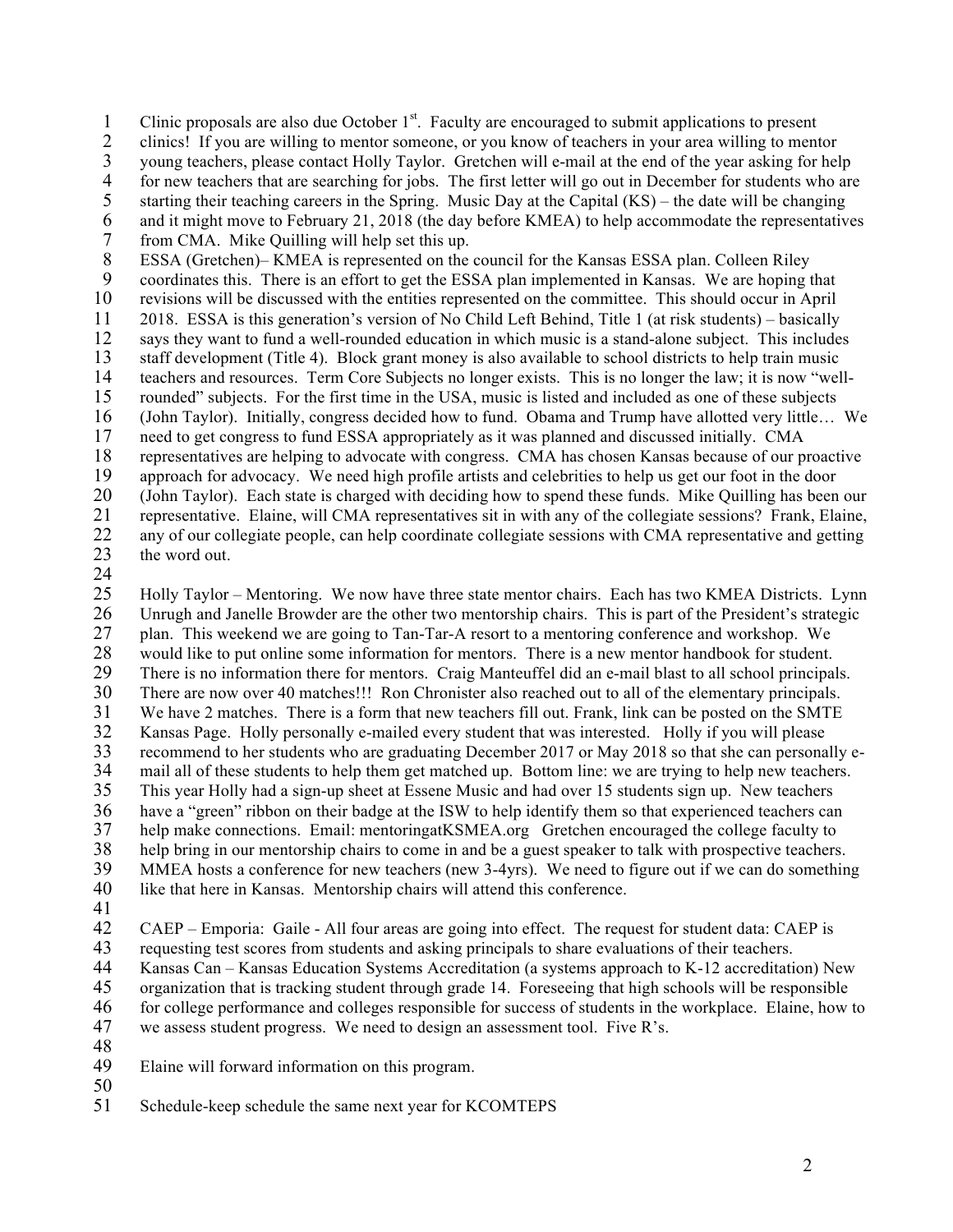Clinic proposals are also due October 1st. Faculty are encouraged to submit applications to present clinics! If you are willing to mentor someone, or you know of teachers in your area willing to mentor young teachers, please contact Holly Taylor. Gretchen will e-mail at the end of the year asking for help for new teachers that are searching for jobs. The first letter will go out in December for students who are starting their teaching careers in the Spring. Music Day at the Capital (KS) – the date will be changing and it might move to February 21, 2018 (the day before KMEA) to help accommodate the representatives from CMA. Mike Quilling will help set this up.
ESSA (Gretchen)– KMEA is represented on the council for the Kansas ESSA plan. Colleen Riley coordinates this. There is an effort to get the ESSA plan implemented in Kansas. We are hoping that revisions will be discussed with the entities represented on the committee. This should occur in April 2018. ESSA is this generation's version of No Child Left Behind, Title 1 (at risk students) – basically says they want to fund a well-rounded education in which music is a stand-alone subject. This includes staff development (Title 4). Block grant money is also available to school districts to help train music teachers and resources. Term Core Subjects no longer exists. This is no longer the law; it is now "well-rounded" subjects. For the first time in the USA, music is listed and included as one of these subjects (John Taylor). Initially, congress decided how to fund. Obama and Trump have allotted very little… We need to get congress to fund ESSA appropriately as it was planned and discussed initially. CMA representatives are helping to advocate with congress. CMA has chosen Kansas because of our proactive approach for advocacy. We need high profile artists and celebrities to help us get our foot in the door (John Taylor). Each state is charged with deciding how to spend these funds. Mike Quilling has been our representative. Elaine, will CMA representatives sit in with any of the collegiate sessions? Frank, Elaine, any of our collegiate people, can help coordinate collegiate sessions with CMA representative and getting the word out.

Holly Taylor – Mentoring. We now have three state mentor chairs. Each has two KMEA Districts. Lynn Unrugh and Janelle Browder are the other two mentorship chairs. This is part of the President's strategic plan. This weekend we are going to Tan-Tar-A resort to a mentoring conference and workshop. We would like to put online some information for mentors. There is a new mentor handbook for student. There is no information there for mentors. Craig Manteuffel did an e-mail blast to all school principals. There are now over 40 matches!!! Ron Chronister also reached out to all of the elementary principals. We have 2 matches. There is a form that new teachers fill out. Frank, link can be posted on the SMTE Kansas Page. Holly personally e-mailed every student that was interested. Holly if you will please recommend to her students who are graduating December 2017 or May 2018 so that she can personally e-mail all of these students to help them get matched up. Bottom line: we are trying to help new teachers. This year Holly had a sign-up sheet at Essene Music and had over 15 students sign up. New teachers have a "green" ribbon on their badge at the ISW to help identify them so that experienced teachers can help make connections. Email: mentoringatKSMEA.org Gretchen encouraged the college faculty to help bring in our mentorship chairs to come in and be a guest speaker to talk with prospective teachers. MMEA hosts a conference for new teachers (new 3-4yrs). We need to figure out if we can do something like that here in Kansas. Mentorship chairs will attend this conference.

CAEP – Emporia: Gaile - All four areas are going into effect. The request for student data: CAEP is requesting test scores from students and asking principals to share evaluations of their teachers.
Kansas Can – Kansas Education Systems Accreditation (a systems approach to K-12 accreditation) New organization that is tracking student through grade 14. Foreseeing that high schools will be responsible for college performance and colleges responsible for success of students in the workplace. Elaine, how to we assess student progress. We need to design an assessment tool. Five R's.

Elaine will forward information on this program.

Schedule-keep schedule the same next year for KCOMTEPS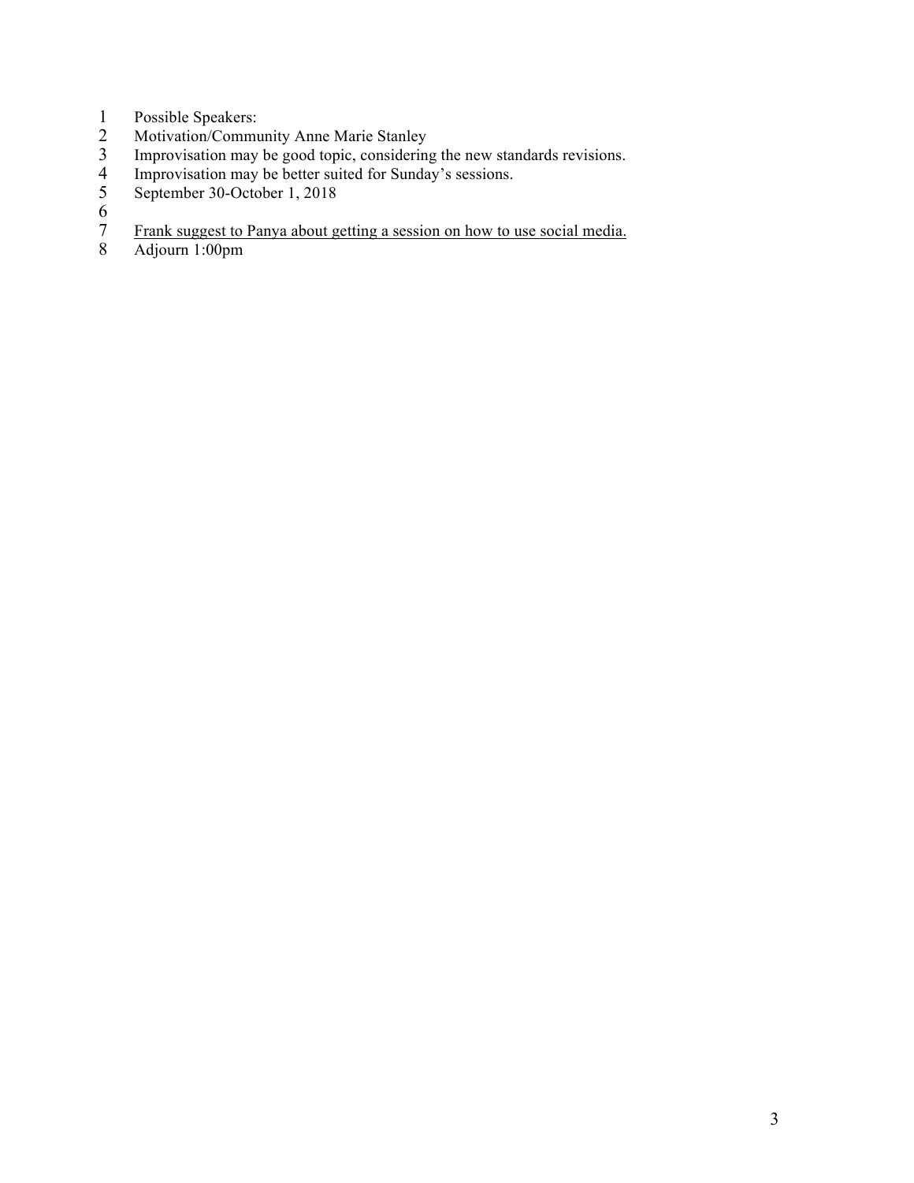Possible Speakers:
Motivation/Community Anne Marie Stanley
Improvisation may be good topic, considering the new standards revisions.
Improvisation may be better suited for Sunday's sessions.
September 30-October 1, 2018

<u>Frank suggest to Panya about getting a session on how to use social media.</u>
Adjourn 1:00pm